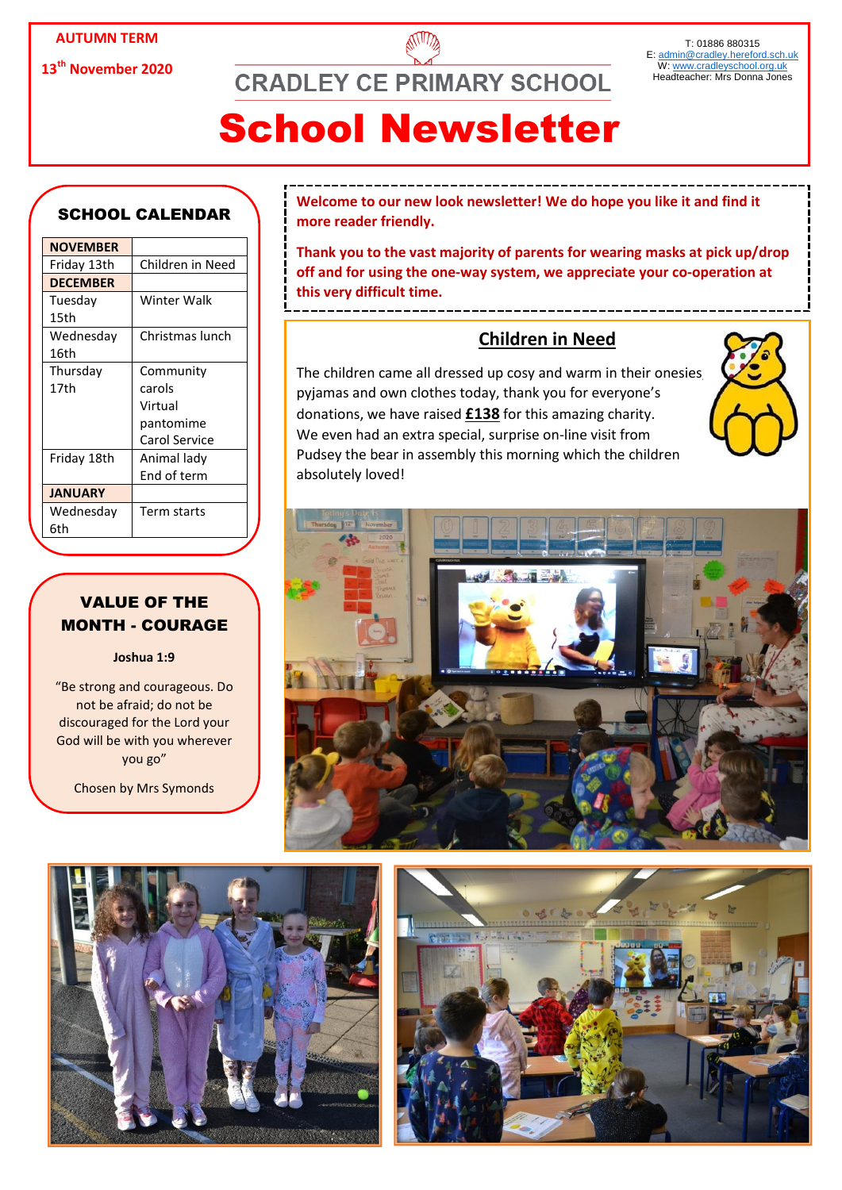AUTUMN TERM

13th November 2020

CRADLEY CE PRIMARY SCHOOL

T: 01886 880315
E: admin@cradley.hereford.sch.uk
W: www.cradleyschool.org.uk
Headteacher: Mrs Donna Jones

# School Newsletter

## SCHOOL CALENDAR

| NOVEMBER | |
|---|---|
| Friday 13th | Children in Need |
| **DECEMBER** | |
| Tuesday 15th | Winter Walk |
| Wednesday 16th | Christmas lunch |
| Thursday 17th | Community carols Virtual pantomime Carol Service |
| Friday 18th | Animal lady End of term |
| **JANUARY** | |
| Wednesday 6th | Term starts |

## VALUE OF THE MONTH - COURAGE

**Joshua 1:9**

"Be strong and courageous. Do not be afraid; do not be discouraged for the Lord your God will be with you wherever you go"

Chosen by Mrs Symonds

**Welcome to our new look newsletter! We do hope you like it and find it more reader friendly.**

**Thank you to the vast majority of parents for wearing masks at pick up/drop off and for using the one-way system, we appreciate your co-operation at this very difficult time.**

## Children in Need

The children came all dressed up cosy and warm in their onesies, pyjamas and own clothes today, thank you for everyone's donations, we have raised **£138** for this amazing charity. We even had an extra special, surprise on-line visit from Pudsey the bear in assembly this morning which the children absolutely loved!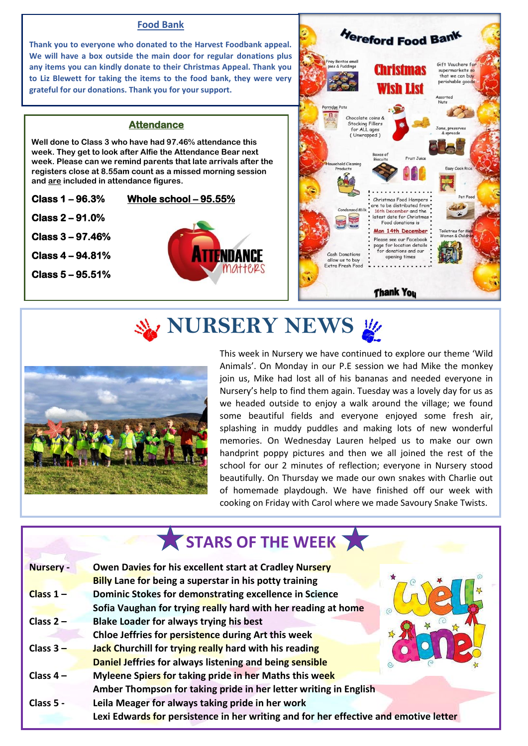## Food Bank

**Thank you to everyone who donated to the Harvest Foodbank appeal. We will have a box outside the main door for regular donations plus any items you can kindly donate to their Christmas Appeal. Thank you to Liz Blewett for taking the items to the food bank, they were very grateful for our donations. Thank you for your support.**

## Hereford Food Bank

### Christmas Wish List

- Fray Bentos small pies & Puddings
- Gift Vouchers for supermarkets so that we can buy perishable goods
- Porridge Pots
- Chocolate coins & Stocking Fillers for ALL ages (Unwrapped)
- Assorted Nuts
- Jams, preserves & spreads
- Household Cleaning Products
- Boxes of Biscuits
- Fruit Juice
- Easy Cook Rice
- Pet Food
- Condensed Milk
- Toiletries for Men Women & Children
- Cash Donations allow us to buy Extra Fresh Food

Christmas Food Hampers are to be distributed from 16th December and the latest date for Christmas Food donations is **Mon 14th December**

Please see our Facebook page for location details for donations and our opening times

**Thank You**

## Attendance

**Well done to Class 3 who have had 97.46% attendance this week. They get to look after Alfie the Attendance Bear next week. Please can we remind parents that late arrivals after the registers close at 8.55am count as a missed morning session and are included in attendance figures.**

**Class 1 – 96.3%**

**Class 2 – 91.0%**

**Class 3 – 97.46%**

**Class 4 – 94.81%**

**Class 5 – 95.51%**

**Whole school – 95.55%**

ATTENDANCE matters

# NURSERY NEWS

This week in Nursery we have continued to explore our theme 'Wild Animals'. On Monday in our P.E session we had Mike the monkey join us, Mike had lost all of his bananas and needed everyone in Nursery's help to find them again. Tuesday was a lovely day for us as we headed outside to enjoy a walk around the village; we found some beautiful fields and everyone enjoyed some fresh air, splashing in muddy puddles and making lots of new wonderful memories. On Wednesday Lauren helped us to make our own handprint poppy pictures and then we all joined the rest of the school for our 2 minutes of reflection; everyone in Nursery stood beautifully. On Thursday we made our own snakes with Charlie out of homemade playdough. We have finished off our week with cooking on Friday with Carol where we made Savoury Snake Twists.

# STARS OF THE WEEK

| | |
|---|---|
| **Nursery -** | **Owen Davies for his excellent start at Cradley Nursery** |
| | **Billy Lane for being a superstar in his potty training** |
| **Class 1 –** | **Dominic Stokes for demonstrating excellence in Science** |
| | **Sofia Vaughan for trying really hard with her reading at home** |
| **Class 2 –** | **Blake Loader for always trying his best** |
| | **Chloe Jeffries for persistence during Art this week** |
| **Class 3 –** | **Jack Churchill for trying really hard with his reading** |
| | **Daniel Jeffries for always listening and being sensible** |
| **Class 4 –** | **Myleene Spiers for taking pride in her Maths this week** |
| | **Amber Thompson for taking pride in her letter writing in English** |
| **Class 5 -** | **Leila Meager for always taking pride in her work** |
| | **Lexi Edwards for persistence in her writing and for her effective and emotive letter** |

Well done!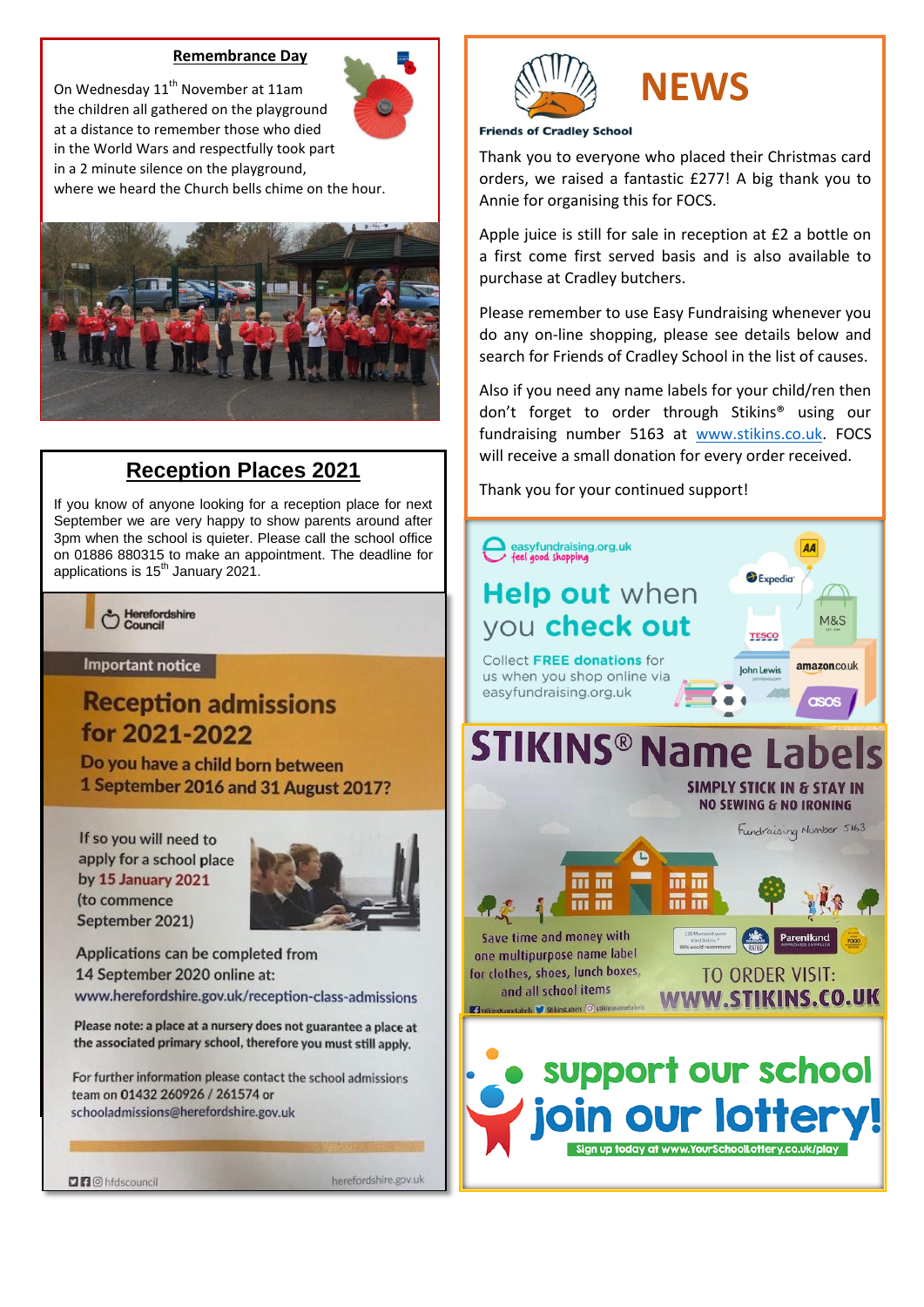## Remembrance Day

On Wednesday 11th November at 11am the children all gathered on the playground at a distance to remember those who died in the World Wars and respectfully took part in a 2 minute silence on the playground, where we heard the Church bells chime on the hour.

## Reception Places 2021

If you know of anyone looking for a reception place for next September we are very happy to show parents around after 3pm when the school is quieter. Please call the school office on 01886 880315 to make an appointment. The deadline for applications is 15th January 2021.

Herefordshire Council

Important notice

### Reception admissions for 2021-2022

**Do you have a child born between 1 September 2016 and 31 August 2017?**

If so you will need to apply for a school place by **15 January 2021** (to commence September 2021)

Applications can be completed from 14 September 2020 online at:
www.herefordshire.gov.uk/reception-class-admissions

**Please note: a place at a nursery does not guarantee a place at the associated primary school, therefore you must still apply.**

For further information please contact the school admissions team on 01432 260926 / 261574 or schooladmissions@herefordshire.gov.uk

hfdscouncil herefordshire.gov.uk

# NEWS

Friends of Cradley School

Thank you to everyone who placed their Christmas card orders, we raised a fantastic £277! A big thank you to Annie for organising this for FOCS.

Apple juice is still for sale in reception at £2 a bottle on a first come first served basis and is also available to purchase at Cradley butchers.

Please remember to use Easy Fundraising whenever you do any on-line shopping, please see details below and search for Friends of Cradley School in the list of causes.

Also if you need any name labels for your child/ren then don't forget to order through Stikins® using our fundraising number 5163 at www.stikins.co.uk. FOCS will receive a small donation for every order received.

Thank you for your continued support!

easyfundraising.org.uk feel good shopping

**Help out when you check out**

Collect **FREE donations** for us when you shop online via easyfundraising.org.uk

## STIKINS® Name Labels

SIMPLY STICK IN & STAY IN
NO SEWING & NO IRONING

Fundraising Number 5163

Save time and money with one multipurpose name label for clothes, shoes, lunch boxes, and all school items

TO ORDER VISIT: WWW.STIKINS.CO.UK

## support our school join our lottery!

Sign up today at www.YourSchoolLottery.co.uk/play